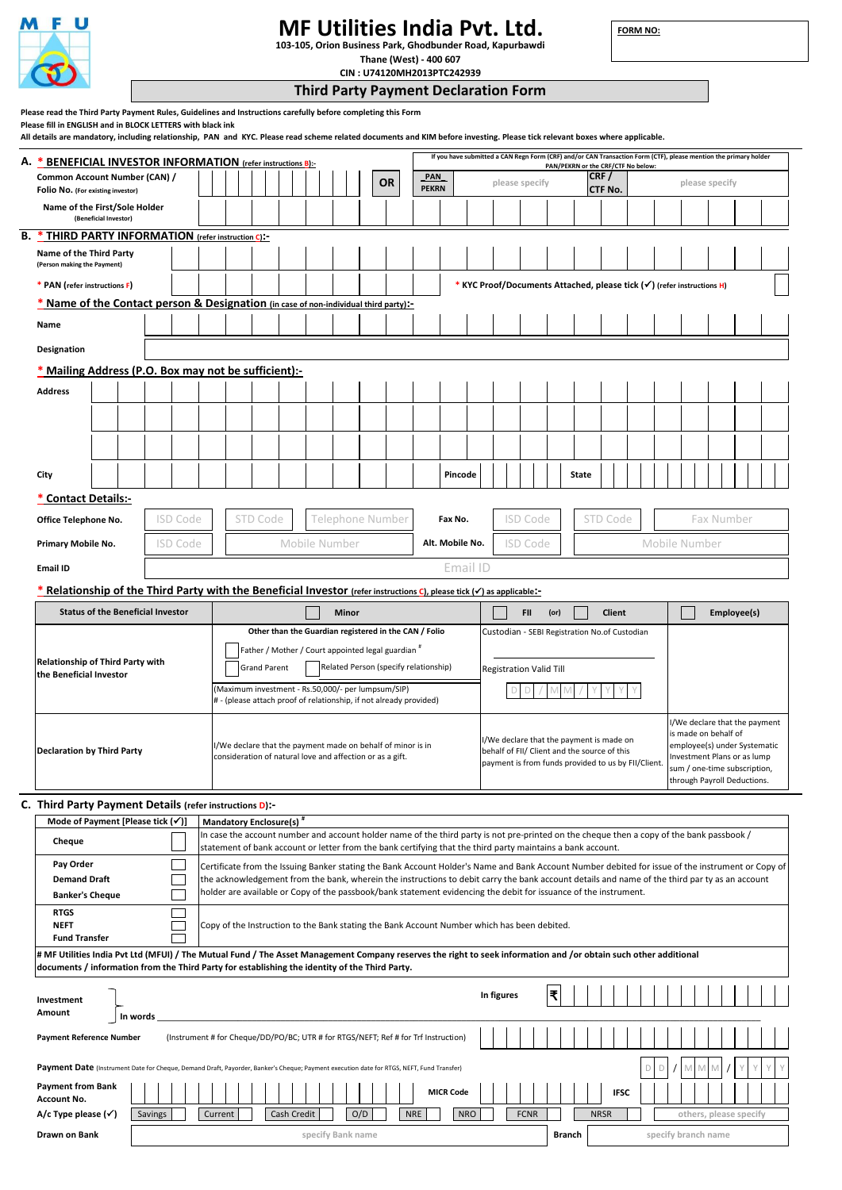# MF Utilities India Pvt. Ltd.

103-105, Orion Business Park, Ghodbunder Road, Kapurbawdi
Thane (West) - 400 607
CIN : U74120MH2013PTC242939

**FORM NO:**

## Third Party Payment Declaration Form

**Please read the Third Party Payment Rules, Guidelines and Instructions carefully before completing this Form**
**Please fill in ENGLISH and in BLOCK LETTERS with black ink**
**All details are mandatory, including relationship, PAN and KYC. Please read scheme related documents and KIM before investing. Please tick relevant boxes where applicable.**

### A. * BENEFICIAL INVESTOR INFORMATION (refer instructions B):-

**Common Account Number (CAN) / Folio No.** (For existing investor) ____ **OR**

If you have submitted a CAN Regn Form (CRF) and/or CAN Transaction Form (CTF), please mention the primary holder PAN/PEKRN or the CRF/CTF No below:

**PAN / PEKRN** please specify **CRF / CTF No.** please specify

**Name of the First/Sole Holder** (Beneficial Investor) ____

### B. * THIRD PARTY INFORMATION (refer instruction C):-

**Name of the Third Party** (Person making the Payment) ____

* **PAN** (refer instructions F) ____ * **KYC Proof/Documents Attached, please tick (✓)** (refer instructions H) ☐

**\* Name of the Contact person & Designation** (in case of non-individual third party):-

**Name** ____

**Designation** ____

**\* Mailing Address (P.O. Box may not be sufficient):-**

**Address** ____

**City** ____ **Pincode** ____ **State** ____

**\* Contact Details:-**

**Office Telephone No.** ISD Code | STD Code | Telephone Number **Fax No.** ISD Code | STD Code | Fax Number

**Primary Mobile No.** ISD Code | Mobile Number **Alt. Mobile No.** ISD Code | Mobile Number

**Email ID** Email ID

**\* Relationship of the Third Party with the Beneficial Investor** (refer instructions C), please tick (✓) as applicable:-

| **Status of the Beneficial Investor** | ☐ **Minor** | ☐ **FII** (or) ☐ **Client** | ☐ **Employee(s)** |
|---|---|---|---|
| **Relationship of Third Party with the Beneficial Investor** | **Other than the Guardian registered in the CAN / Folio**<br>☐ Father / Mother / Court appointed legal guardian #<br>☐ Grand Parent ☐ Related Person (specify relationship)<br>(Maximum investment - Rs.50,000/- per lumpsum/SIP)<br># - (please attach proof of relationship, if not already provided) | Custodian - SEBI Registration No.of Custodian ____<br>Registration Valid Till D D / M M / Y Y Y Y | |
| **Declaration by Third Party** | I/We declare that the payment made on behalf of minor is in consideration of natural love and affection or as a gift. | I/We declare that the payment is made on behalf of FII/ Client and the source of this payment is from funds provided to us by FII/Client. | I/We declare that the payment is made on behalf of employee(s) under Systematic Investment Plans or as lump sum / one-time subscription, through Payroll Deductions. |

### C. Third Party Payment Details (refer instructions D):-

| Mode of Payment [Please tick (✓)] | | Mandatory Enclosure(s) # |
|---|---|---|
| **Cheque** | ☐ | In case the account number and account holder name of the third party is not pre-printed on the cheque then a copy of the bank passbook / statement of bank account or letter from the bank certifying that the third party maintains a bank account. |
| **Pay Order**<br>**Demand Draft**<br>**Banker's Cheque** | ☐<br>☐<br>☐ | Certificate from the Issuing Banker stating the Bank Account Holder's Name and Bank Account Number debited for issue of the instrument or Copy of the acknowledgement from the bank, wherein the instructions to debit carry the bank account details and name of the third par ty as an account holder are available or Copy of the passbook/bank statement evidencing the debit for issuance of the instrument. |
| **RTGS**<br>**NEFT**<br>**Fund Transfer** | ☐<br>☐<br>☐ | Copy of the Instruction to the Bank stating the Bank Account Number which has been debited. |

**# MF Utilities India Pvt Ltd (MFUI) / The Mutual Fund / The Asset Management Company reserves the right to seek information and /or obtain such other additional documents / information from the Third Party for establishing the identity of the Third Party.**

**Investment Amount** — **In figures** ₹ ____ **In words** ____

**Payment Reference Number** (Instrument # for Cheque/DD/PO/BC; UTR # for RTGS/NEFT; Ref # for Trf Instruction) ____

**Payment Date** (Instrument Date for Cheque, Demand Draft, Payorder, Banker's Cheque; Payment execution date for RTGS, NEFT, Fund Transfer) D D / M M M / Y Y Y Y

**Payment from Bank Account No.** ____ **MICR Code** ____ **IFSC** ____

**A/c Type please (✓)** ☐ Savings ☐ Current ☐ Cash Credit ☐ O/D ☐ NRE ☐ NRO ☐ FCNR ☐ NRSR ☐ others, please specify

**Drawn on Bank** specify Bank name **Branch** specify branch name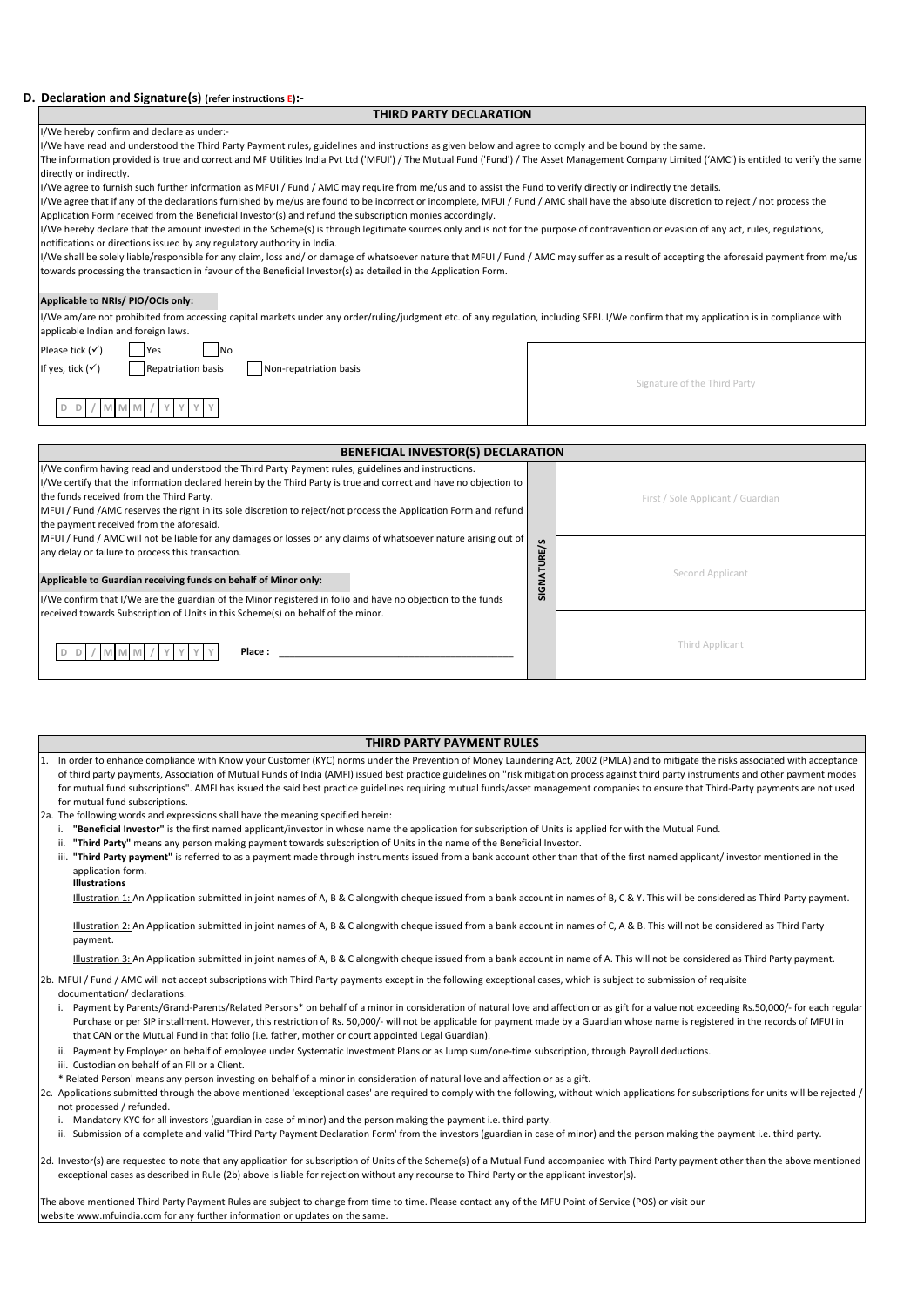## D. Declaration and Signature(s) (refer instructions E):-

### THIRD PARTY DECLARATION

I/We hereby confirm and declare as under:-

I/We have read and understood the Third Party Payment rules, guidelines and instructions as given below and agree to comply and be bound by the same.

The information provided is true and correct and MF Utilities India Pvt Ltd ('MFUI') / The Mutual Fund ('Fund') / The Asset Management Company Limited ('AMC') is entitled to verify the same directly or indirectly.

I/We agree to furnish such further information as MFUI / Fund / AMC may require from me/us and to assist the Fund to verify directly or indirectly the details.

I/We agree that if any of the declarations furnished by me/us are found to be incorrect or incomplete, MFUI / Fund / AMC shall have the absolute discretion to reject / not process the Application Form received from the Beneficial Investor(s) and refund the subscription monies accordingly.

I/We hereby declare that the amount invested in the Scheme(s) is through legitimate sources only and is not for the purpose of contravention or evasion of any act, rules, regulations, notifications or directions issued by any regulatory authority in India.

I/We shall be solely liable/responsible for any claim, loss and/ or damage of whatsoever nature that MFUI / Fund / AMC may suffer as a result of accepting the aforesaid payment from me/us towards processing the transaction in favour of the Beneficial Investor(s) as detailed in the Application Form.

**Applicable to NRIs/ PIO/OCIs only:**

I/We am/are not prohibited from accessing capital markets under any order/ruling/judgment etc. of any regulation, including SEBI. I/We confirm that my application is in compliance with applicable Indian and foreign laws.

Please tick (✓) ☐ Yes ☐ No

If yes, tick (✓) ☐ Repatriation basis ☐ Non-repatriation basis

D D / M M / Y Y Y Y

Signature of the Third Party

### BENEFICIAL INVESTOR(S) DECLARATION

I/We confirm having read and understood the Third Party Payment rules, guidelines and instructions.

I/We certify that the information declared herein by the Third Party is true and correct and have no objection to the funds received from the Third Party.

MFUI / Fund /AMC reserves the right in its sole discretion to reject/not process the Application Form and refund the payment received from the aforesaid.

MFUI / Fund / AMC will not be liable for any damages or losses or any claims of whatsoever nature arising out of any delay or failure to process this transaction.

**Applicable to Guardian receiving funds on behalf of Minor only:**

I/We confirm that I/We are the guardian of the Minor registered in folio and have no objection to the funds received towards Subscription of Units in this Scheme(s) on behalf of the minor.

D D / M M / Y Y Y Y Place : ____________________

SIGNATURE/S

First / Sole Applicant / Guardian

Second Applicant

Third Applicant

### THIRD PARTY PAYMENT RULES

1. In order to enhance compliance with Know your Customer (KYC) norms under the Prevention of Money Laundering Act, 2002 (PMLA) and to mitigate the risks associated with acceptance of third party payments, Association of Mutual Funds of India (AMFI) issued best practice guidelines on "risk mitigation process against third party instruments and other payment modes for mutual fund subscriptions". AMFI has issued the said best practice guidelines requiring mutual funds/asset management companies to ensure that Third-Party payments are not used for mutual fund subscriptions.

2a. The following words and expressions shall have the meaning specified herein:

   i. **"Beneficial Investor"** is the first named applicant/investor in whose name the application for subscription of Units is applied for with the Mutual Fund.
   ii. **"Third Party"** means any person making payment towards subscription of Units in the name of the Beneficial Investor.
   iii. **"Third Party payment"** is referred to as a payment made through instruments issued from a bank account other than that of the first named applicant/ investor mentioned in the application form.

   **Illustrations**

   Illustration 1: An Application submitted in joint names of A, B & C alongwith cheque issued from a bank account in names of B, C & Y. This will be considered as Third Party payment.

   Illustration 2: An Application submitted in joint names of A, B & C alongwith cheque issued from a bank account in names of C, A & B. This will not be considered as Third Party payment.

   Illustration 3: An Application submitted in joint names of A, B & C alongwith cheque issued from a bank account in name of A. This will not be considered as Third Party payment.

2b. MFUI / Fund / AMC will not accept subscriptions with Third Party payments except in the following exceptional cases, which is subject to submission of requisite documentation/ declarations:

   i. Payment by Parents/Grand-Parents/Related Persons* on behalf of a minor in consideration of natural love and affection or as gift for a value not exceeding Rs.50,000/- for each regular Purchase or per SIP installment. However, this restriction of Rs. 50,000/- will not be applicable for payment made by a Guardian whose name is registered in the records of MFUI in that CAN or the Mutual Fund in that folio (i.e. father, mother or court appointed Legal Guardian).
   ii. Payment by Employer on behalf of employee under Systematic Investment Plans or as lump sum/one-time subscription, through Payroll deductions.
   iii. Custodian on behalf of an FII or a Client.

   * Related Person' means any person investing on behalf of a minor in consideration of natural love and affection or as a gift.

2c. Applications submitted through the above mentioned 'exceptional cases' are required to comply with the following, without which applications for subscriptions for units will be rejected / not processed / refunded.

   i. Mandatory KYC for all investors (guardian in case of minor) and the person making the payment i.e. third party.
   ii. Submission of a complete and valid 'Third Party Payment Declaration Form' from the investors (guardian in case of minor) and the person making the payment i.e. third party.

2d. Investor(s) are requested to note that any application for subscription of Units of the Scheme(s) of a Mutual Fund accompanied with Third Party payment other than the above mentioned exceptional cases as described in Rule (2b) above is liable for rejection without any recourse to Third Party or the applicant investor(s).

The above mentioned Third Party Payment Rules are subject to change from time to time. Please contact any of the MFU Point of Service (POS) or visit our website www.mfuindia.com for any further information or updates on the same.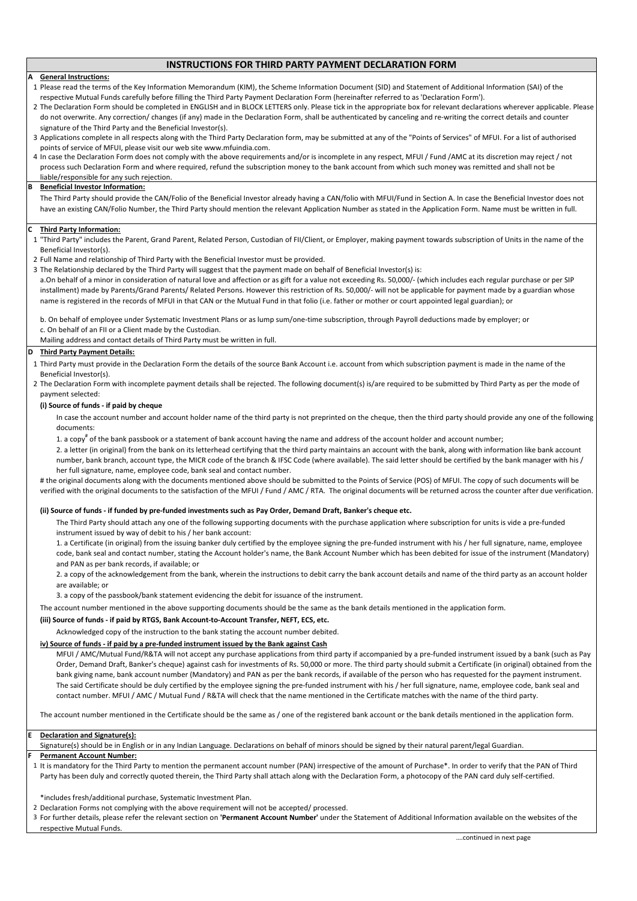# INSTRUCTIONS FOR THIRD PARTY PAYMENT DECLARATION FORM

## A General Instructions:

1. Please read the terms of the Key Information Memorandum (KIM), the Scheme Information Document (SID) and Statement of Additional Information (SAI) of the respective Mutual Funds carefully before filling the Third Party Payment Declaration Form (hereinafter referred to as 'Declaration Form').
2. The Declaration Form should be completed in ENGLISH and in BLOCK LETTERS only. Please tick in the appropriate box for relevant declarations wherever applicable. Please do not overwrite. Any correction/ changes (if any) made in the Declaration Form, shall be authenticated by canceling and re-writing the correct details and counter signature of the Third Party and the Beneficial Investor(s).
3. Applications complete in all respects along with the Third Party Declaration form, may be submitted at any of the "Points of Services" of MFUI. For a list of authorised points of service of MFUI, please visit our web site www.mfuindia.com.
4. In case the Declaration Form does not comply with the above requirements and/or is incomplete in any respect, MFUI / Fund /AMC at its discretion may reject / not process such Declaration Form and where required, refund the subscription money to the bank account from which such money was remitted and shall not be liable/responsible for any such rejection.

## B Beneficial Investor Information:

The Third Party should provide the CAN/Folio of the Beneficial Investor already having a CAN/folio with MFUI/Fund in Section A. In case the Beneficial Investor does not have an existing CAN/Folio Number, the Third Party should mention the relevant Application Number as stated in the Application Form. Name must be written in full.

## C Third Party Information:

1. "Third Party" includes the Parent, Grand Parent, Related Person, Custodian of FII/Client, or Employer, making payment towards subscription of Units in the name of the Beneficial Investor(s).
2. Full Name and relationship of Third Party with the Beneficial Investor must be provided.
3. The Relationship declared by the Third Party will suggest that the payment made on behalf of Beneficial Investor(s) is:

a. On behalf of a minor in consideration of natural love and affection or as gift for a value not exceeding Rs. 50,000/- (which includes each regular purchase or per SIP installment) made by Parents/Grand Parents/ Related Persons. However this restriction of Rs. 50,000/- will not be applicable for payment made by a guardian whose name is registered in the records of MFUI in that CAN or the Mutual Fund in that folio (i.e. father or mother or court appointed legal guardian); or

b. On behalf of employee under Systematic Investment Plans or as lump sum/one-time subscription, through Payroll deductions made by employer; or

c. On behalf of an FII or a Client made by the Custodian.

Mailing address and contact details of Third Party must be written in full.

## D Third Party Payment Details:

1. Third Party must provide in the Declaration Form the details of the source Bank Account i.e. account from which subscription payment is made in the name of the Beneficial Investor(s).
2. The Declaration Form with incomplete payment details shall be rejected. The following document(s) is/are required to be submitted by Third Party as per the mode of payment selected:

### (i) Source of funds - if paid by cheque

In case the account number and account holder name of the third party is not preprinted on the cheque, then the third party should provide any one of the following documents:

1. a copy# of the bank passbook or a statement of bank account having the name and address of the account holder and account number;

2. a letter (in original) from the bank on its letterhead certifying that the third party maintains an account with the bank, along with information like bank account number, bank branch, account type, the MICR code of the branch & IFSC Code (where available). The said letter should be certified by the bank manager with his / her full signature, name, employee code, bank seal and contact number.

# the original documents along with the documents mentioned above should be submitted to the Points of Service (POS) of MFUI. The copy of such documents will be verified with the original documents to the satisfaction of the MFUI / Fund / AMC / RTA. The original documents will be returned across the counter after due verification.

### (ii) Source of funds - if funded by pre-funded investments such as Pay Order, Demand Draft, Banker's cheque etc.

The Third Party should attach any one of the following supporting documents with the purchase application where subscription for units is vide a pre-funded instrument issued by way of debit to his / her bank account:

1. a Certificate (in original) from the issuing banker duly certified by the employee signing the pre-funded instrument with his / her full signature, name, employee code, bank seal and contact number, stating the Account holder's name, the Bank Account Number which has been debited for issue of the instrument (Mandatory) and PAN as per bank records, if available; or

2. a copy of the acknowledgement from the bank, wherein the instructions to debit carry the bank account details and name of the third party as an account holder are available; or

3. a copy of the passbook/bank statement evidencing the debit for issuance of the instrument.

The account number mentioned in the above supporting documents should be the same as the bank details mentioned in the application form.

### (iii) Source of funds - if paid by RTGS, Bank Account-to-Account Transfer, NEFT, ECS, etc.

Acknowledged copy of the instruction to the bank stating the account number debited.

### iv) Source of funds - if paid by a pre-funded instrument issued by the Bank against Cash

MFUI / AMC/Mutual Fund/R&TA will not accept any purchase applications from third party if accompanied by a pre-funded instrument issued by a bank (such as Pay Order, Demand Draft, Banker's cheque) against cash for investments of Rs. 50,000 or more. The third party should submit a Certificate (in original) obtained from the bank giving name, bank account number (Mandatory) and PAN as per the bank records, if available of the person who has requested for the payment instrument. The said Certificate should be duly certified by the employee signing the pre-funded instrument with his / her full signature, name, employee code, bank seal and contact number. MFUI / AMC / Mutual Fund / R&TA will check that the name mentioned in the Certificate matches with the name of the third party.

The account number mentioned in the Certificate should be the same as / one of the registered bank account or the bank details mentioned in the application form.

## E Declaration and Signature(s):

Signature(s) should be in English or in any Indian Language. Declarations on behalf of minors should be signed by their natural parent/legal Guardian.

## F Permanent Account Number:

1. It is mandatory for the Third Party to mention the permanent account number (PAN) irrespective of the amount of Purchase*. In order to verify that the PAN of Third Party has been duly and correctly quoted therein, the Third Party shall attach along with the Declaration Form, a photocopy of the PAN card duly self-certified.

*includes fresh/additional purchase, Systematic Investment Plan.

2. Declaration Forms not complying with the above requirement will not be accepted/ processed.
3. For further details, please refer the relevant section on **'Permanent Account Number'** under the Statement of Additional Information available on the websites of the respective Mutual Funds.

....continued in next page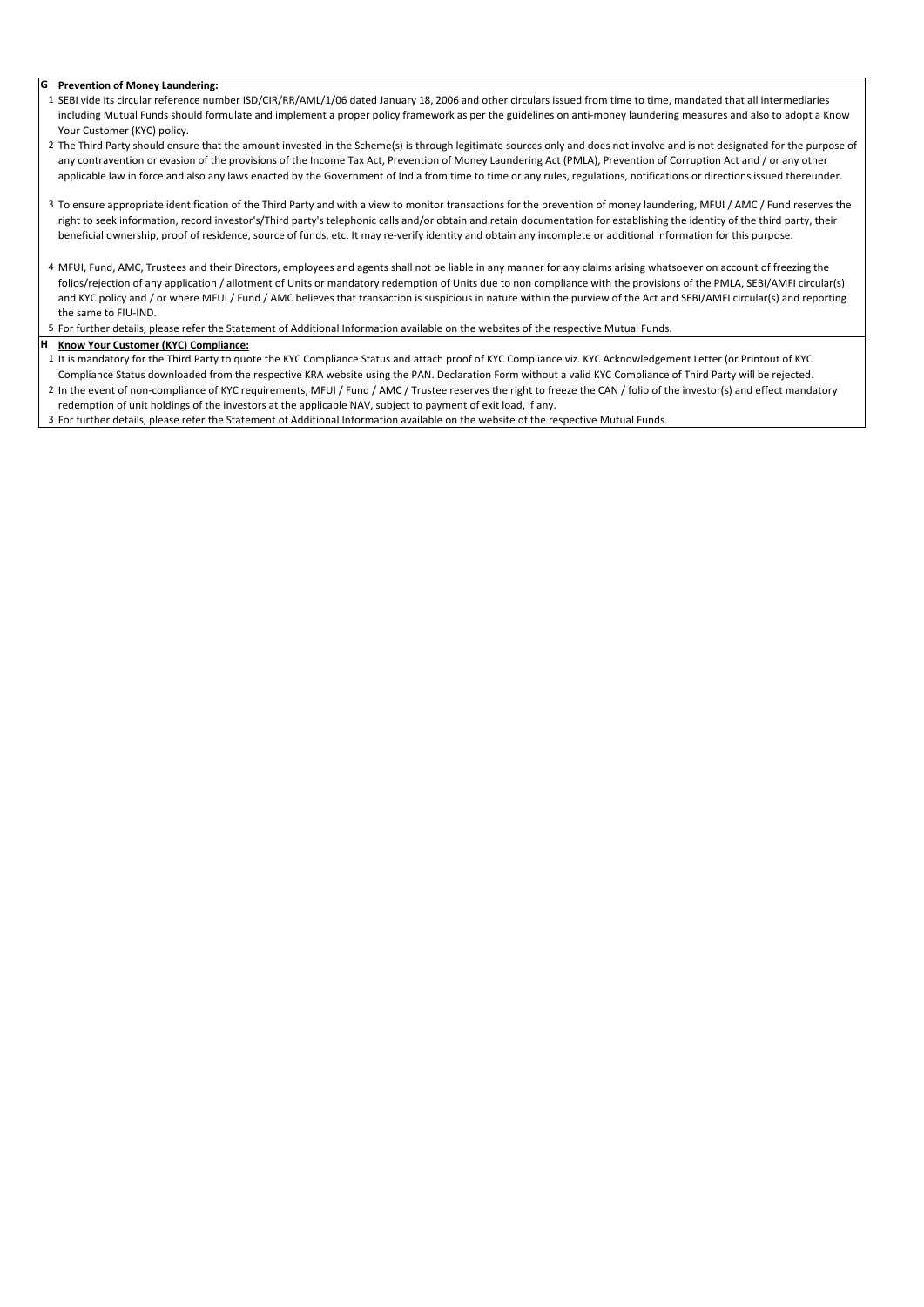## G Prevention of Money Laundering:

1. SEBI vide its circular reference number ISD/CIR/RR/AML/1/06 dated January 18, 2006 and other circulars issued from time to time, mandated that all intermediaries including Mutual Funds should formulate and implement a proper policy framework as per the guidelines on anti-money laundering measures and also to adopt a Know Your Customer (KYC) policy.
2. The Third Party should ensure that the amount invested in the Scheme(s) is through legitimate sources only and does not involve and is not designated for the purpose of any contravention or evasion of the provisions of the Income Tax Act, Prevention of Money Laundering Act (PMLA), Prevention of Corruption Act and / or any other applicable law in force and also any laws enacted by the Government of India from time to time or any rules, regulations, notifications or directions issued thereunder.
3. To ensure appropriate identification of the Third Party and with a view to monitor transactions for the prevention of money laundering, MFUI / AMC / Fund reserves the right to seek information, record investor's/Third party's telephonic calls and/or obtain and retain documentation for establishing the identity of the third party, their beneficial ownership, proof of residence, source of funds, etc. It may re-verify identity and obtain any incomplete or additional information for this purpose.
4. MFUI, Fund, AMC, Trustees and their Directors, employees and agents shall not be liable in any manner for any claims arising whatsoever on account of freezing the folios/rejection of any application / allotment of Units or mandatory redemption of Units due to non compliance with the provisions of the PMLA, SEBI/AMFI circular(s) and KYC policy and / or where MFUI / Fund / AMC believes that transaction is suspicious in nature within the purview of the Act and SEBI/AMFI circular(s) and reporting the same to FIU-IND.
5. For further details, please refer the Statement of Additional Information available on the websites of the respective Mutual Funds.

## H Know Your Customer (KYC) Compliance:

1. It is mandatory for the Third Party to quote the KYC Compliance Status and attach proof of KYC Compliance viz. KYC Acknowledgement Letter (or Printout of KYC Compliance Status downloaded from the respective KRA website using the PAN. Declaration Form without a valid KYC Compliance of Third Party will be rejected.
2. In the event of non-compliance of KYC requirements, MFUI / Fund / AMC / Trustee reserves the right to freeze the CAN / folio of the investor(s) and effect mandatory redemption of unit holdings of the investors at the applicable NAV, subject to payment of exit load, if any.
3. For further details, please refer the Statement of Additional Information available on the website of the respective Mutual Funds.